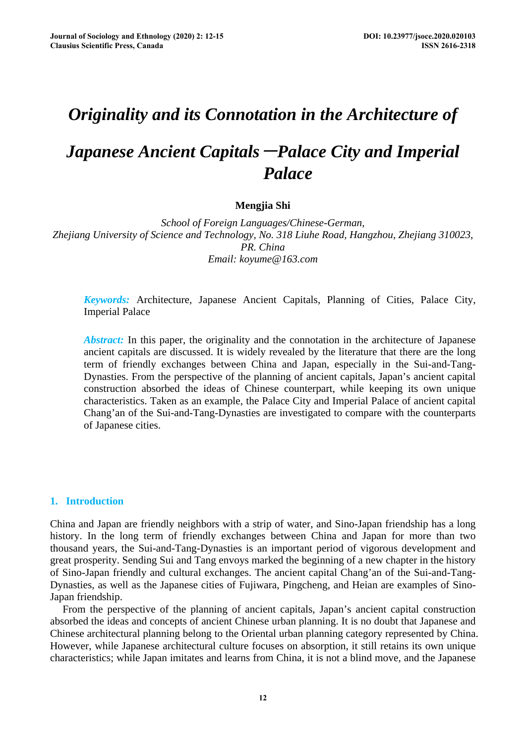# Originality and its Connotation in the Architecture of Japanese Ancient Capitals —Palace City and Imperial Palace

**Mengjia Shi**

*School of Foreign Languages/Chinese-German, Zhejiang University of Science and Technology, No. 318 Liuhe Road, Hangzhou, Zhejiang 310023, PR. China*
*Email: koyume@163.com*

***Keywords:*** Architecture, Japanese Ancient Capitals, Planning of Cities, Palace City, Imperial Palace

***Abstract:*** In this paper, the originality and the connotation in the architecture of Japanese ancient capitals are discussed. It is widely revealed by the literature that there are the long term of friendly exchanges between China and Japan, especially in the Sui-and-Tang-Dynasties. From the perspective of the planning of ancient capitals, Japan's ancient capital construction absorbed the ideas of Chinese counterpart, while keeping its own unique characteristics. Taken as an example, the Palace City and Imperial Palace of ancient capital Chang'an of the Sui-and-Tang-Dynasties are investigated to compare with the counterparts of Japanese cities.

## 1. Introduction

China and Japan are friendly neighbors with a strip of water, and Sino-Japan friendship has a long history. In the long term of friendly exchanges between China and Japan for more than two thousand years, the Sui-and-Tang-Dynasties is an important period of vigorous development and great prosperity. Sending Sui and Tang envoys marked the beginning of a new chapter in the history of Sino-Japan friendly and cultural exchanges. The ancient capital Chang'an of the Sui-and-Tang-Dynasties, as well as the Japanese cities of Fujiwara, Pingcheng, and Heian are examples of Sino-Japan friendship.

From the perspective of the planning of ancient capitals, Japan's ancient capital construction absorbed the ideas and concepts of ancient Chinese urban planning. It is no doubt that Japanese and Chinese architectural planning belong to the Oriental urban planning category represented by China. However, while Japanese architectural culture focuses on absorption, it still retains its own unique characteristics; while Japan imitates and learns from China, it is not a blind move, and the Japanese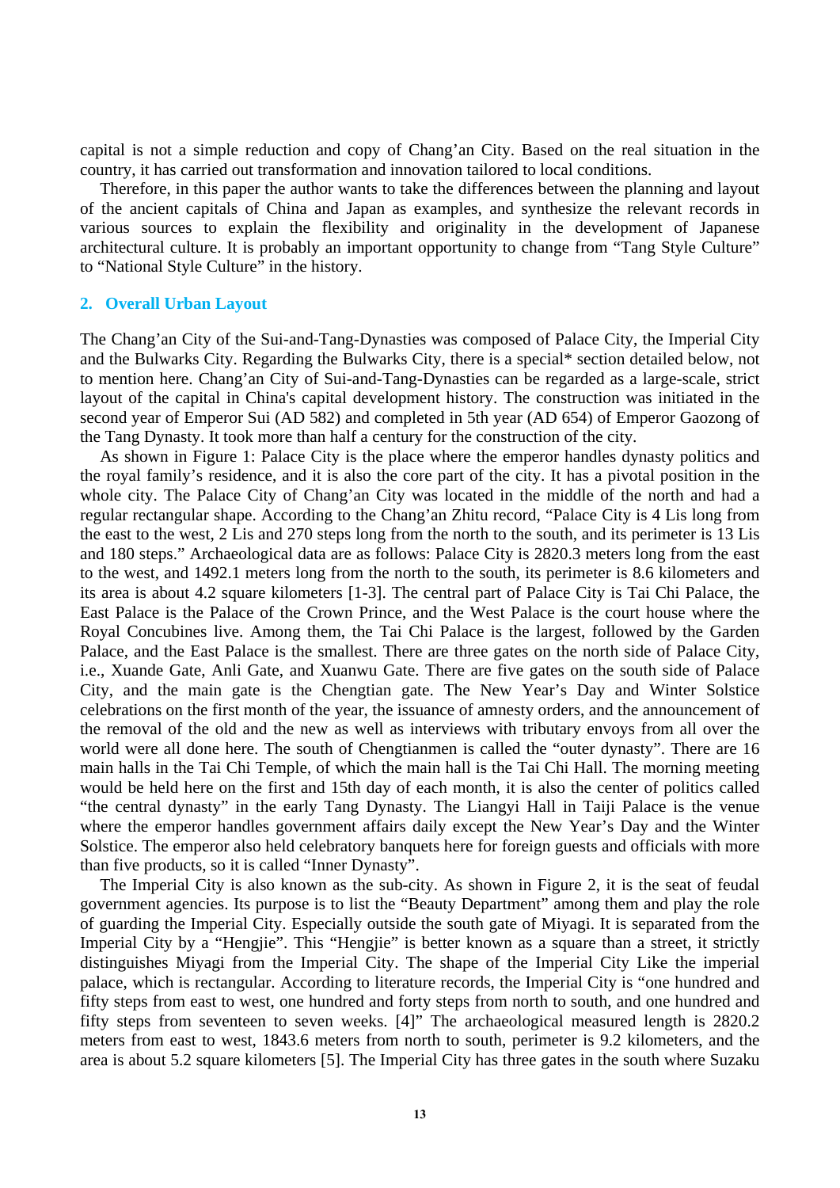capital is not a simple reduction and copy of Chang'an City. Based on the real situation in the country, it has carried out transformation and innovation tailored to local conditions.

Therefore, in this paper the author wants to take the differences between the planning and layout of the ancient capitals of China and Japan as examples, and synthesize the relevant records in various sources to explain the flexibility and originality in the development of Japanese architectural culture. It is probably an important opportunity to change from "Tang Style Culture" to "National Style Culture" in the history.

## 2. Overall Urban Layout

The Chang'an City of the Sui-and-Tang-Dynasties was composed of Palace City, the Imperial City and the Bulwarks City. Regarding the Bulwarks City, there is a special* section detailed below, not to mention here. Chang'an City of Sui-and-Tang-Dynasties can be regarded as a large-scale, strict layout of the capital in China's capital development history. The construction was initiated in the second year of Emperor Sui (AD 582) and completed in 5th year (AD 654) of Emperor Gaozong of the Tang Dynasty. It took more than half a century for the construction of the city.

As shown in Figure 1: Palace City is the place where the emperor handles dynasty politics and the royal family's residence, and it is also the core part of the city. It has a pivotal position in the whole city. The Palace City of Chang'an City was located in the middle of the north and had a regular rectangular shape. According to the Chang'an Zhitu record, "Palace City is 4 Lis long from the east to the west, 2 Lis and 270 steps long from the north to the south, and its perimeter is 13 Lis and 180 steps." Archaeological data are as follows: Palace City is 2820.3 meters long from the east to the west, and 1492.1 meters long from the north to the south, its perimeter is 8.6 kilometers and its area is about 4.2 square kilometers [1-3]. The central part of Palace City is Tai Chi Palace, the East Palace is the Palace of the Crown Prince, and the West Palace is the court house where the Royal Concubines live. Among them, the Tai Chi Palace is the largest, followed by the Garden Palace, and the East Palace is the smallest. There are three gates on the north side of Palace City, i.e., Xuande Gate, Anli Gate, and Xuanwu Gate. There are five gates on the south side of Palace City, and the main gate is the Chengtian gate. The New Year's Day and Winter Solstice celebrations on the first month of the year, the issuance of amnesty orders, and the announcement of the removal of the old and the new as well as interviews with tributary envoys from all over the world were all done here. The south of Chengtianmen is called the "outer dynasty". There are 16 main halls in the Tai Chi Temple, of which the main hall is the Tai Chi Hall. The morning meeting would be held here on the first and 15th day of each month, it is also the center of politics called "the central dynasty" in the early Tang Dynasty. The Liangyi Hall in Taiji Palace is the venue where the emperor handles government affairs daily except the New Year's Day and the Winter Solstice. The emperor also held celebratory banquets here for foreign guests and officials with more than five products, so it is called "Inner Dynasty".

The Imperial City is also known as the sub-city. As shown in Figure 2, it is the seat of feudal government agencies. Its purpose is to list the "Beauty Department" among them and play the role of guarding the Imperial City. Especially outside the south gate of Miyagi. It is separated from the Imperial City by a "Hengjie". This "Hengjie" is better known as a square than a street, it strictly distinguishes Miyagi from the Imperial City. The shape of the Imperial City Like the imperial palace, which is rectangular. According to literature records, the Imperial City is "one hundred and fifty steps from east to west, one hundred and forty steps from north to south, and one hundred and fifty steps from seventeen to seven weeks. [4]" The archaeological measured length is 2820.2 meters from east to west, 1843.6 meters from north to south, perimeter is 9.2 kilometers, and the area is about 5.2 square kilometers [5]. The Imperial City has three gates in the south where Suzaku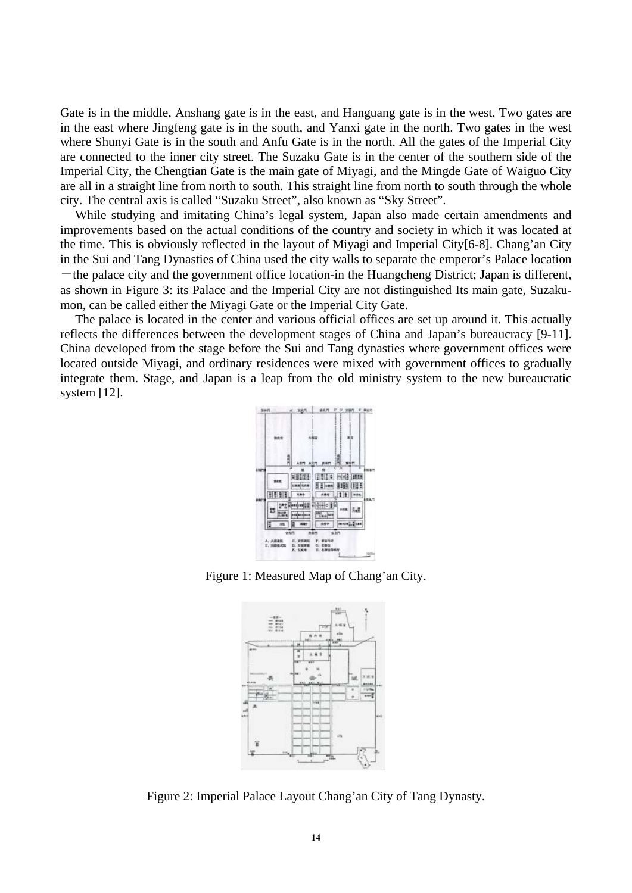Gate is in the middle, Anshang gate is in the east, and Hanguang gate is in the west. Two gates are in the east where Jingfeng gate is in the south, and Yanxi gate in the north. Two gates in the west where Shunyi Gate is in the south and Anfu Gate is in the north. All the gates of the Imperial City are connected to the inner city street. The Suzaku Gate is in the center of the southern side of the Imperial City, the Chengtian Gate is the main gate of Miyagi, and the Mingde Gate of Waiguo City are all in a straight line from north to south. This straight line from north to south through the whole city. The central axis is called "Suzaku Street", also known as "Sky Street".

While studying and imitating China's legal system, Japan also made certain amendments and improvements based on the actual conditions of the country and society in which it was located at the time. This is obviously reflected in the layout of Miyagi and Imperial City[6-8]. Chang'an City in the Sui and Tang Dynasties of China used the city walls to separate the emperor's Palace location －the palace city and the government office location-in the Huangcheng District; Japan is different, as shown in Figure 3: its Palace and the Imperial City are not distinguished Its main gate, Suzaku-mon, can be called either the Miyagi Gate or the Imperial City Gate.

The palace is located in the center and various official offices are set up around it. This actually reflects the differences between the development stages of China and Japan's bureaucracy [9-11]. China developed from the stage before the Sui and Tang dynasties where government offices were located outside Miyagi, and ordinary residences were mixed with government offices to gradually integrate them. Stage, and Japan is a leap from the old ministry system to the new bureaucratic system [12].

Figure 1: Measured Map of Chang'an City.

Figure 2: Imperial Palace Layout Chang'an City of Tang Dynasty.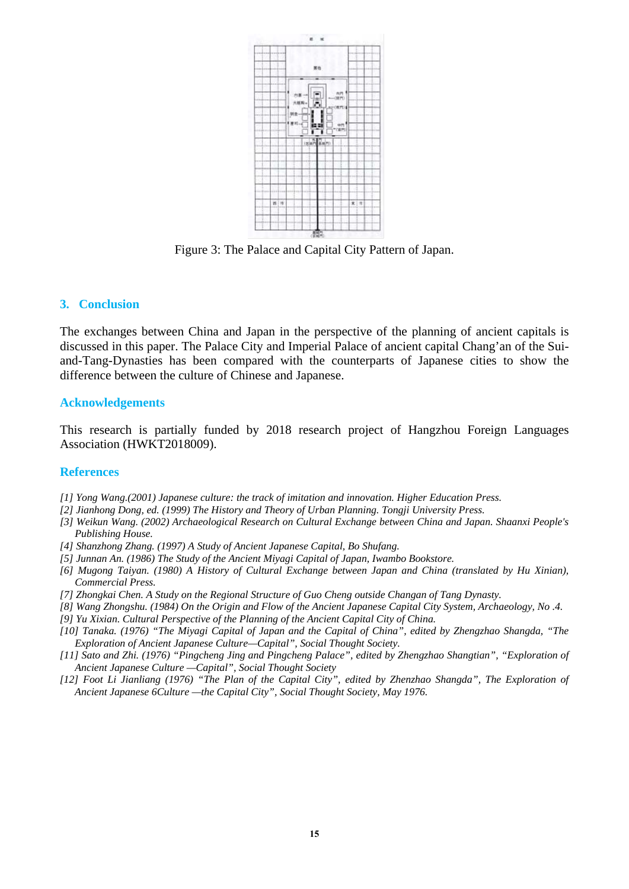Figure 3: The Palace and Capital City Pattern of Japan.

## 3. Conclusion

The exchanges between China and Japan in the perspective of the planning of ancient capitals is discussed in this paper. The Palace City and Imperial Palace of ancient capital Chang'an of the Sui-and-Tang-Dynasties has been compared with the counterparts of Japanese cities to show the difference between the culture of Chinese and Japanese.

## Acknowledgements

This research is partially funded by 2018 research project of Hangzhou Foreign Languages Association (HWKT2018009).

## References

*[1] Yong Wang.(2001) Japanese culture: the track of imitation and innovation. Higher Education Press.*
*[2] Jianhong Dong, ed. (1999) The History and Theory of Urban Planning. Tongji University Press.*
*[3] Weikun Wang. (2002) Archaeological Research on Cultural Exchange between China and Japan. Shaanxi People's Publishing House.*
*[4] Shanzhong Zhang. (1997) A Study of Ancient Japanese Capital, Bo Shufang.*
*[5] Junnan An. (1986) The Study of the Ancient Miyagi Capital of Japan, Iwambo Bookstore.*
*[6] Mugong Taiyan. (1980) A History of Cultural Exchange between Japan and China (translated by Hu Xinian), Commercial Press.*
*[7] Zhongkai Chen. A Study on the Regional Structure of Guo Cheng outside Changan of Tang Dynasty.*
*[8] Wang Zhongshu. (1984) On the Origin and Flow of the Ancient Japanese Capital City System, Archaeology, No .4.*
*[9] Yu Xixian. Cultural Perspective of the Planning of the Ancient Capital City of China.*
*[10] Tanaka. (1976) "The Miyagi Capital of Japan and the Capital of China", edited by Zhengzhao Shangda, "The Exploration of Ancient Japanese Culture—Capital", Social Thought Society.*
*[11] Sato and Zhi. (1976) "Pingcheng Jing and Pingcheng Palace", edited by Zhengzhao Shangtian", "Exploration of Ancient Japanese Culture —Capital", Social Thought Society*
*[12] Foot Li Jianliang (1976) "The Plan of the Capital City", edited by Zhenzhao Shangda", The Exploration of Ancient Japanese 6Culture —the Capital City", Social Thought Society, May 1976.*